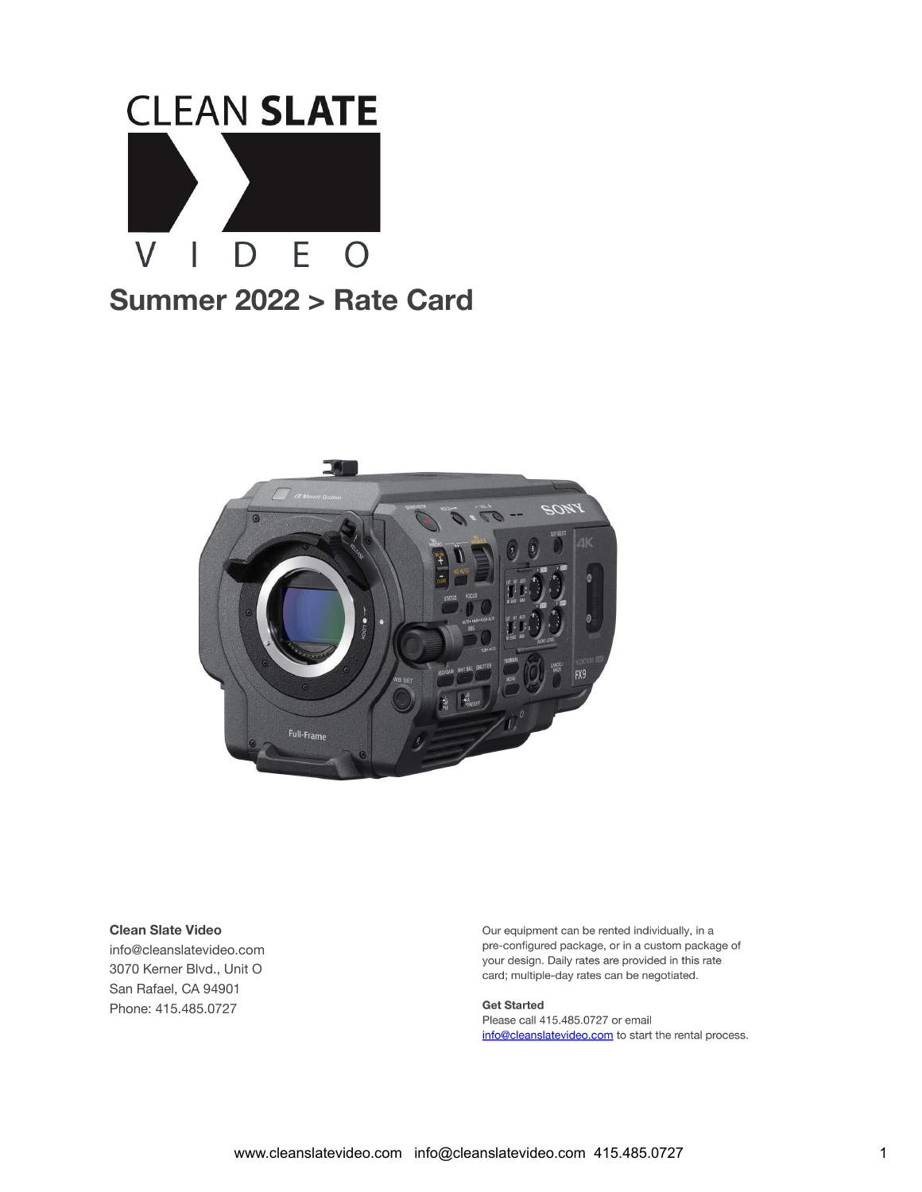# CLEAN SLATE VIDEO

## Summer 2022 > Rate Card

**Clean Slate Video**
info@cleanslatevideo.com
3070 Kerner Blvd., Unit O
San Rafael, CA 94901
Phone: 415.485.0727

Our equipment can be rented individually, in a pre-configured package, or in a custom package of your design. Daily rates are provided in this rate card; multiple-day rates can be negotiated.

**Get Started**
Please call 415.485.0727 or email info@cleanslatevideo.com to start the rental process.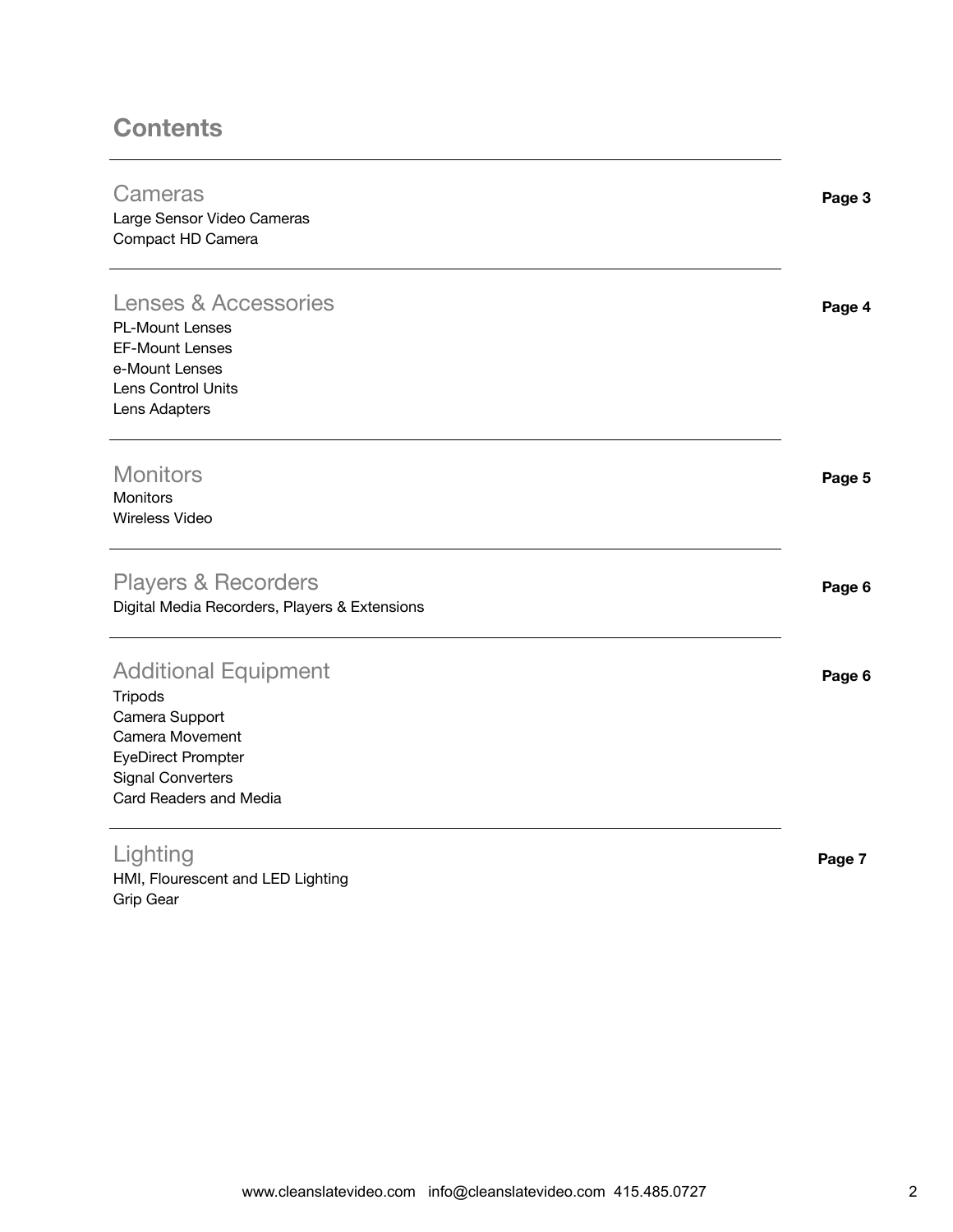# Contents

## Cameras

**Page 3**

Large Sensor Video Cameras
Compact HD Camera

## Lenses & Accessories

**Page 4**

PL-Mount Lenses
EF-Mount Lenses
e-Mount Lenses
Lens Control Units
Lens Adapters

## Monitors

**Page 5**

Monitors
Wireless Video

## Players & Recorders

**Page 6**

Digital Media Recorders, Players & Extensions

## Additional Equipment

**Page 6**

Tripods
Camera Support
Camera Movement
EyeDirect Prompter
Signal Converters
Card Readers and Media

## Lighting

**Page 7**

HMI, Flourescent and LED Lighting
Grip Gear

www.cleanslatevideo.com info@cleanslatevideo.com 415.485.0727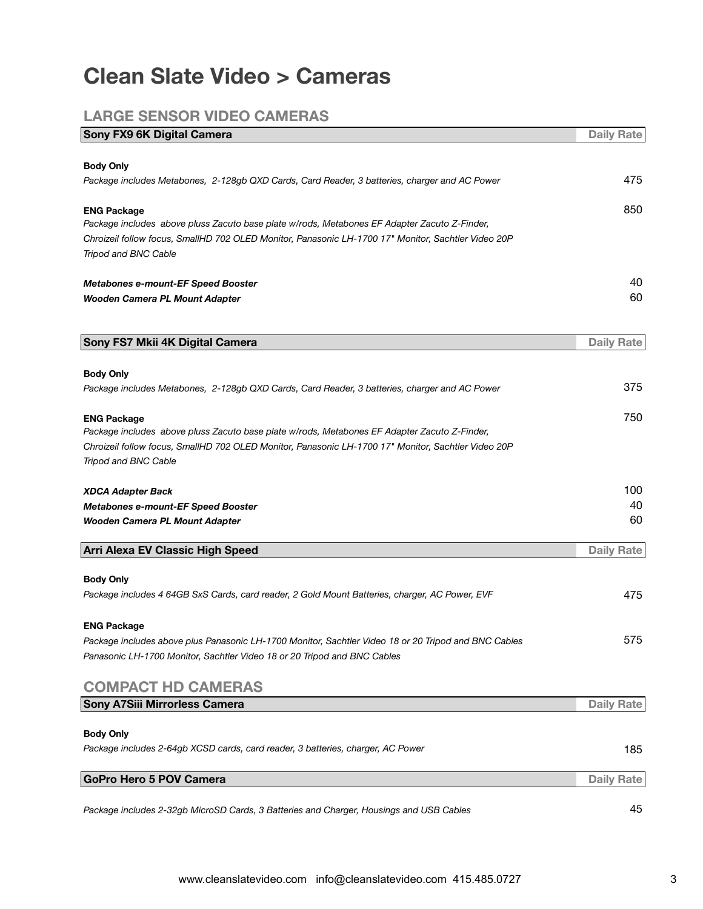# Clean Slate Video > Cameras

## LARGE SENSOR VIDEO CAMERAS

| Sony FX9 6K Digital Camera | Daily Rate |
|---|---|
| **Body Only**<br>*Package includes Metabones, 2-128gb QXD Cards, Card Reader, 3 batteries, charger and AC Power* | 475 |
| **ENG Package**<br>*Package includes above pluss Zacuto base plate w/rods, Metabones EF Adapter Zacuto Z-Finder, Chroizeil follow focus, SmallHD 702 OLED Monitor, Panasonic LH-1700 17" Monitor, Sachtler Video 20P Tripod and BNC Cable* | 850 |
| ***Metabones e-mount-EF Speed Booster*** | 40 |
| ***Wooden Camera PL Mount Adapter*** | 60 |

| Sony FS7 Mkii 4K Digital Camera | Daily Rate |
|---|---|
| **Body Only**<br>*Package includes Metabones, 2-128gb QXD Cards, Card Reader, 3 batteries, charger and AC Power* | 375 |
| **ENG Package**<br>*Package includes above pluss Zacuto base plate w/rods, Metabones EF Adapter Zacuto Z-Finder, Chroizeil follow focus, SmallHD 702 OLED Monitor, Panasonic LH-1700 17" Monitor, Sachtler Video 20P Tripod and BNC Cable* | 750 |
| ***XDCA Adapter Back*** | 100 |
| ***Metabones e-mount-EF Speed Booster*** | 40 |
| ***Wooden Camera PL Mount Adapter*** | 60 |

| Arri Alexa EV Classic High Speed | Daily Rate |
|---|---|
| **Body Only**<br>*Package includes 4 64GB SxS Cards, card reader, 2 Gold Mount Batteries, charger, AC Power, EVF* | 475 |
| **ENG Package**<br>*Package includes above plus Panasonic LH-1700 Monitor, Sachtler Video 18 or 20 Tripod and BNC Cables*<br>*Panasonic LH-1700 Monitor, Sachtler Video 18 or 20 Tripod and BNC Cables* | 575 |

## COMPACT HD CAMERAS

| Sony A7Siii Mirrorless Camera | Daily Rate |
|---|---|
| **Body Only**<br>*Package includes 2-64gb XCSD cards, card reader, 3 batteries, charger, AC Power* | 185 |

| GoPro Hero 5 POV Camera | Daily Rate |
|---|---|
| *Package includes 2-32gb MicroSD Cards, 3 Batteries and Charger, Housings and USB Cables* | 45 |

www.cleanslatevideo.com info@cleanslatevideo.com 415.485.0727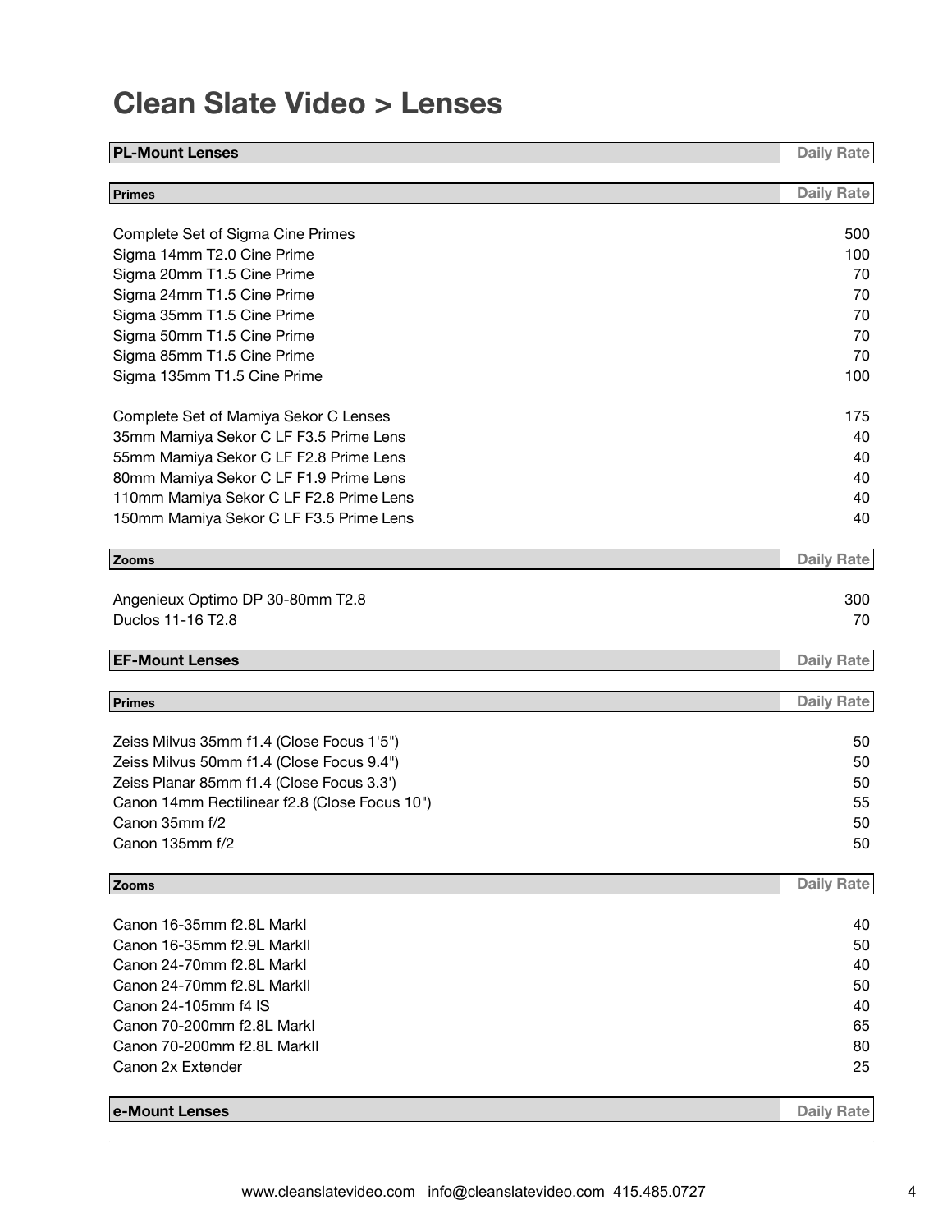# Clean Slate Video > Lenses

## PL-Mount Lenses

### Primes

| Primes | Daily Rate |
|---|---|
| Complete Set of Sigma Cine Primes | 500 |
| Sigma 14mm T2.0 Cine Prime | 100 |
| Sigma 20mm T1.5 Cine Prime | 70 |
| Sigma 24mm T1.5 Cine Prime | 70 |
| Sigma 35mm T1.5 Cine Prime | 70 |
| Sigma 50mm T1.5 Cine Prime | 70 |
| Sigma 85mm T1.5 Cine Prime | 70 |
| Sigma 135mm T1.5 Cine Prime | 100 |
| Complete Set of Mamiya Sekor C Lenses | 175 |
| 35mm Mamiya Sekor C LF F3.5 Prime Lens | 40 |
| 55mm Mamiya Sekor C LF F2.8 Prime Lens | 40 |
| 80mm Mamiya Sekor C LF F1.9 Prime Lens | 40 |
| 110mm Mamiya Sekor C LF F2.8 Prime Lens | 40 |
| 150mm Mamiya Sekor C LF F3.5 Prime Lens | 40 |

### Zooms

| Zooms | Daily Rate |
|---|---|
| Angenieux Optimo DP 30-80mm T2.8 | 300 |
| Duclos 11-16 T2.8 | 70 |

## EF-Mount Lenses

### Primes

| Primes | Daily Rate |
|---|---|
| Zeiss Milvus 35mm f1.4 (Close Focus 1'5") | 50 |
| Zeiss Milvus 50mm f1.4 (Close Focus 9.4") | 50 |
| Zeiss Planar 85mm f1.4 (Close Focus 3.3') | 50 |
| Canon 14mm Rectilinear f2.8 (Close Focus 10") | 55 |
| Canon 35mm f/2 | 50 |
| Canon 135mm f/2 | 50 |

### Zooms

| Zooms | Daily Rate |
|---|---|
| Canon 16-35mm f2.8L MarkI | 40 |
| Canon 16-35mm f2.9L MarkII | 50 |
| Canon 24-70mm f2.8L MarkI | 40 |
| Canon 24-70mm f2.8L MarkII | 50 |
| Canon 24-105mm f4 IS | 40 |
| Canon 70-200mm f2.8L MarkI | 65 |
| Canon 70-200mm f2.8L MarkII | 80 |
| Canon 2x Extender | 25 |

## e-Mount Lenses

| e-Mount Lenses | Daily Rate |
|---|---|

www.cleanslatevideo.com info@cleanslatevideo.com 415.485.0727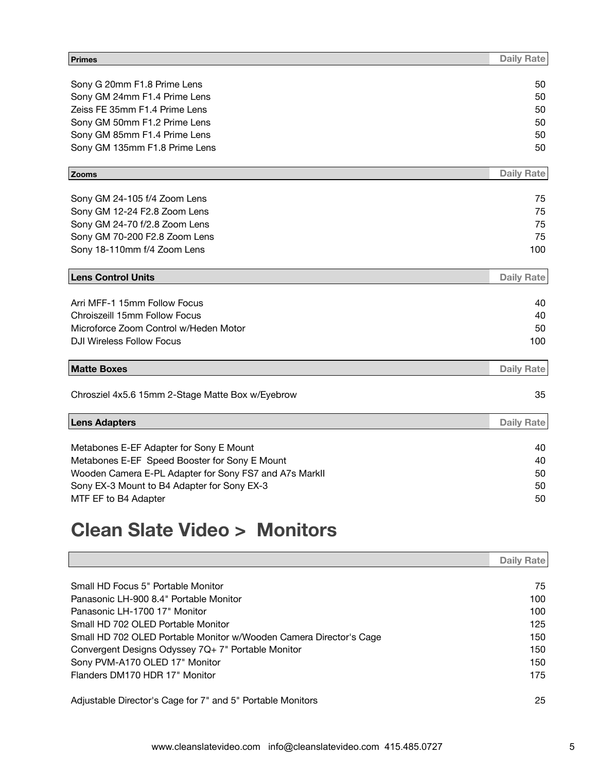| Primes | Daily Rate |
| --- | --- |
| Sony G 20mm F1.8 Prime Lens | 50 |
| Sony GM 24mm F1.4 Prime Lens | 50 |
| Zeiss FE 35mm F1.4 Prime Lens | 50 |
| Sony GM 50mm F1.2 Prime Lens | 50 |
| Sony GM 85mm F1.4 Prime Lens | 50 |
| Sony GM 135mm F1.8 Prime Lens | 50 |

| Zooms | Daily Rate |
| --- | --- |
| Sony GM 24-105 f/4 Zoom Lens | 75 |
| Sony GM 12-24 F2.8 Zoom Lens | 75 |
| Sony GM 24-70 f/2.8 Zoom Lens | 75 |
| Sony GM 70-200 F2.8 Zoom Lens | 75 |
| Sony 18-110mm f/4 Zoom Lens | 100 |

| Lens Control Units | Daily Rate |
| --- | --- |
| Arri MFF-1 15mm Follow Focus | 40 |
| Chroiszeill 15mm Follow Focus | 40 |
| Microforce Zoom Control w/Heden Motor | 50 |
| DJI Wireless Follow Focus | 100 |

| Matte Boxes | Daily Rate |
| --- | --- |
| Chrosziel 4x5.6 15mm 2-Stage Matte Box w/Eyebrow | 35 |

| Lens Adapters | Daily Rate |
| --- | --- |
| Metabones E-EF Adapter for Sony E Mount | 40 |
| Metabones E-EF Speed Booster for Sony E Mount | 40 |
| Wooden Camera E-PL Adapter for Sony FS7 and A7s MarkII | 50 |
| Sony EX-3 Mount to B4 Adapter for Sony EX-3 | 50 |
| MTF EF to B4 Adapter | 50 |

## Clean Slate Video > Monitors

| | Daily Rate |
| --- | --- |
| Small HD Focus 5" Portable Monitor | 75 |
| Panasonic LH-900 8.4" Portable Monitor | 100 |
| Panasonic LH-1700 17" Monitor | 100 |
| Small HD 702 OLED Portable Monitor | 125 |
| Small HD 702 OLED Portable Monitor w/Wooden Camera Director's Cage | 150 |
| Convergent Designs Odyssey 7Q+ 7" Portable Monitor | 150 |
| Sony PVM-A170 OLED 17" Monitor | 150 |
| Flanders DM170 HDR 17" Monitor | 175 |
| Adjustable Director's Cage for 7" and 5" Portable Monitors | 25 |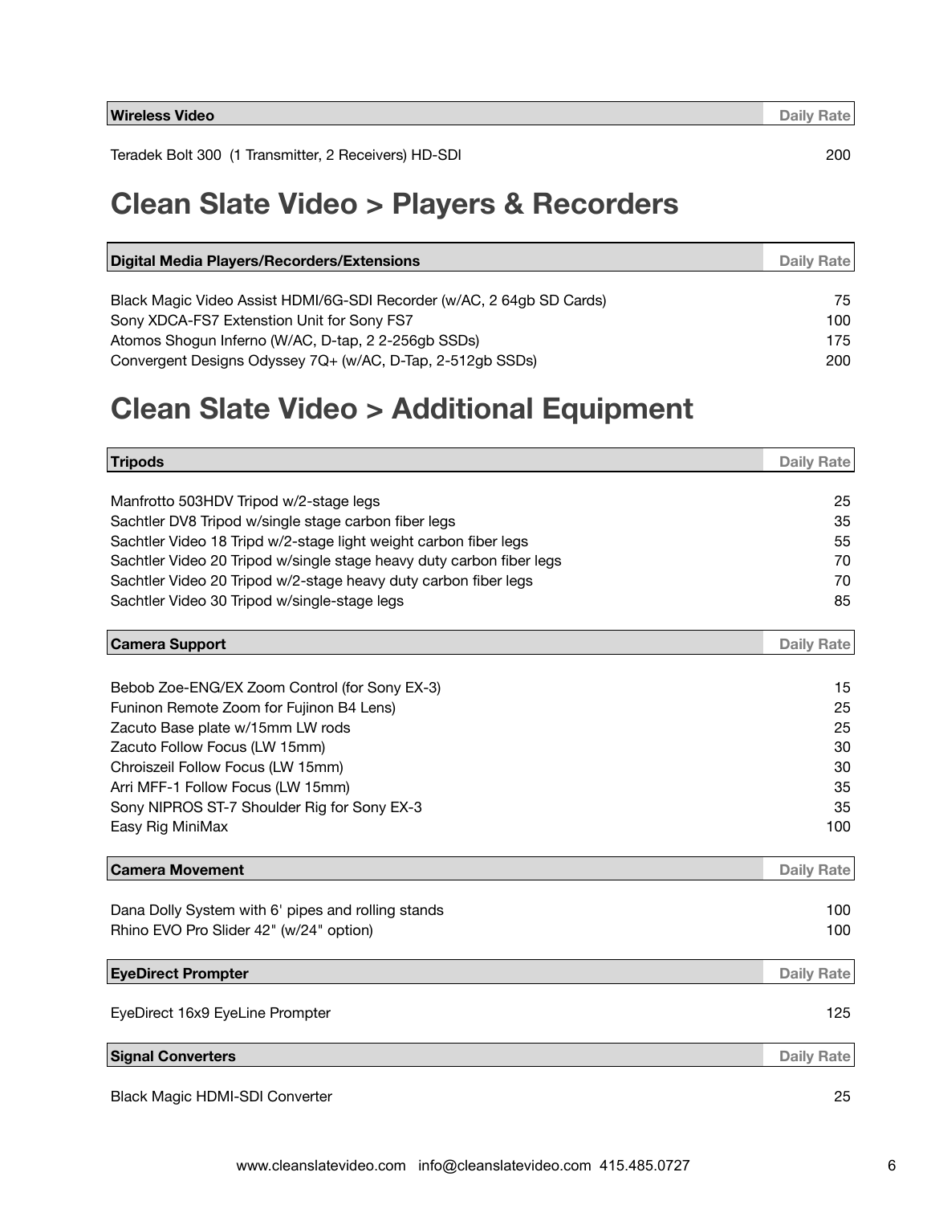| Wireless Video | Daily Rate |
| --- | --- |
| Teradek Bolt 300 (1 Transmitter, 2 Receivers) HD-SDI | 200 |

# Clean Slate Video > Players & Recorders

| Digital Media Players/Recorders/Extensions | Daily Rate |
| --- | --- |
| Black Magic Video Assist HDMI/6G-SDI Recorder (w/AC, 2 64gb SD Cards) | 75 |
| Sony XDCA-FS7 Extenstion Unit for Sony FS7 | 100 |
| Atomos Shogun Inferno (W/AC, D-tap, 2 2-256gb SSDs) | 175 |
| Convergent Designs Odyssey 7Q+ (w/AC, D-Tap, 2-512gb SSDs) | 200 |

# Clean Slate Video > Additional Equipment

| Tripods | Daily Rate |
| --- | --- |
| Manfrotto 503HDV Tripod w/2-stage legs | 25 |
| Sachtler DV8 Tripod w/single stage carbon fiber legs | 35 |
| Sachtler Video 18 Tripd w/2-stage light weight carbon fiber legs | 55 |
| Sachtler Video 20 Tripod w/single stage heavy duty carbon fiber legs | 70 |
| Sachtler Video 20 Tripod w/2-stage heavy duty carbon fiber legs | 70 |
| Sachtler Video 30 Tripod w/single-stage legs | 85 |

| Camera Support | Daily Rate |
| --- | --- |
| Bebob Zoe-ENG/EX Zoom Control (for Sony EX-3) | 15 |
| Funinon Remote Zoom for Fujinon B4 Lens) | 25 |
| Zacuto Base plate w/15mm LW rods | 25 |
| Zacuto Follow Focus (LW 15mm) | 30 |
| Chroiszeil Follow Focus (LW 15mm) | 30 |
| Arri MFF-1 Follow Focus (LW 15mm) | 35 |
| Sony NIPROS ST-7 Shoulder Rig for Sony EX-3 | 35 |
| Easy Rig MiniMax | 100 |

| Camera Movement | Daily Rate |
| --- | --- |
| Dana Dolly System with 6' pipes and rolling stands | 100 |
| Rhino EVO Pro Slider 42" (w/24" option) | 100 |

| EyeDirect Prompter | Daily Rate |
| --- | --- |
| EyeDirect 16x9 EyeLine Prompter | 125 |

| Signal Converters | Daily Rate |
| --- | --- |
| Black Magic HDMI-SDI Converter | 25 |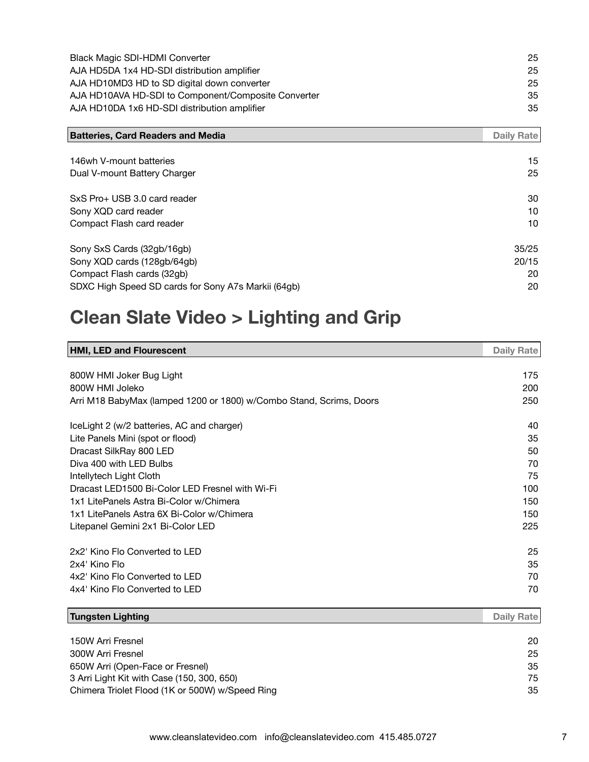| | |
|---|---|
| Black Magic SDI-HDMI Converter | 25 |
| AJA HD5DA 1x4 HD-SDI distribution amplifier | 25 |
| AJA HD10MD3 HD to SD digital down converter | 25 |
| AJA HD10AVA HD-SDI to Component/Composite Converter | 35 |
| AJA HD10DA 1x6 HD-SDI distribution amplifier | 35 |

| **Batteries, Card Readers and Media** | **Daily Rate** |
|---|---|
| 146wh V-mount batteries | 15 |
| Dual V-mount Battery Charger | 25 |
| SxS Pro+ USB 3.0 card reader | 30 |
| Sony XQD card reader | 10 |
| Compact Flash card reader | 10 |
| Sony SxS Cards (32gb/16gb) | 35/25 |
| Sony XQD cards (128gb/64gb) | 20/15 |
| Compact Flash cards (32gb) | 20 |
| SDXC High Speed SD cards for Sony A7s Markii (64gb) | 20 |

# Clean Slate Video > Lighting and Grip

| **HMI, LED and Flourescent** | **Daily Rate** |
|---|---|
| 800W HMI Joker Bug Light | 175 |
| 800W HMI Joleko | 200 |
| Arri M18 BabyMax (lamped 1200 or 1800) w/Combo Stand, Scrims, Doors | 250 |
| IceLight 2 (w/2 batteries, AC and charger) | 40 |
| Lite Panels Mini (spot or flood) | 35 |
| Dracast SilkRay 800 LED | 50 |
| Diva 400 with LED Bulbs | 70 |
| Intellytech Light Cloth | 75 |
| Dracast LED1500 Bi-Color LED Fresnel with Wi-Fi | 100 |
| 1x1 LitePanels Astra Bi-Color w/Chimera | 150 |
| 1x1 LitePanels Astra 6X Bi-Color w/Chimera | 150 |
| Litepanel Gemini 2x1 Bi-Color LED | 225 |
| 2x2' Kino Flo Converted to LED | 25 |
| 2x4' Kino Flo | 35 |
| 4x2' Kino Flo Converted to LED | 70 |
| 4x4' Kino Flo Converted to LED | 70 |

| **Tungsten Lighting** | **Daily Rate** |
|---|---|
| 150W Arri Fresnel | 20 |
| 300W Arri Fresnel | 25 |
| 650W Arri (Open-Face or Fresnel) | 35 |
| 3 Arri Light Kit with Case (150, 300, 650) | 75 |
| Chimera Triolet Flood (1K or 500W) w/Speed Ring | 35 |

www.cleanslatevideo.com info@cleanslatevideo.com 415.485.0727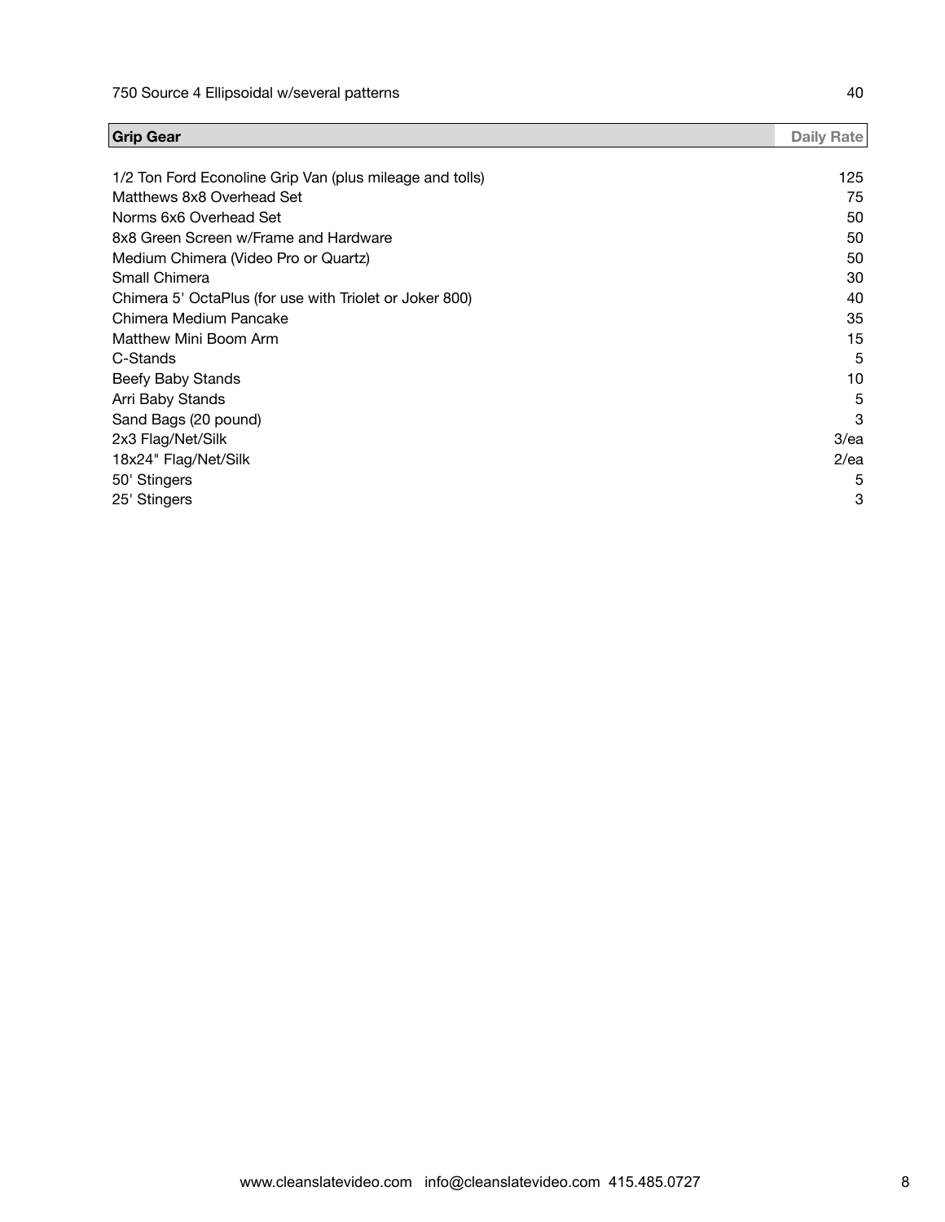| | |
|---|---|
| 750 Source 4 Ellipsoidal w/several patterns | 40 |

| Grip Gear | Daily Rate |
|---|---|
| 1/2 Ton Ford Econoline Grip Van (plus mileage and tolls) | 125 |
| Matthews 8x8 Overhead Set | 75 |
| Norms 6x6 Overhead Set | 50 |
| 8x8 Green Screen w/Frame and Hardware | 50 |
| Medium Chimera (Video Pro or Quartz) | 50 |
| Small Chimera | 30 |
| Chimera 5' OctaPlus (for use with Triolet or Joker 800) | 40 |
| Chimera Medium Pancake | 35 |
| Matthew Mini Boom Arm | 15 |
| C-Stands | 5 |
| Beefy Baby Stands | 10 |
| Arri Baby Stands | 5 |
| Sand Bags (20 pound) | 3 |
| 2x3 Flag/Net/Silk | 3/ea |
| 18x24" Flag/Net/Silk | 2/ea |
| 50' Stingers | 5 |
| 25' Stingers | 3 |

www.cleanslatevideo.com info@cleanslatevideo.com 415.485.0727